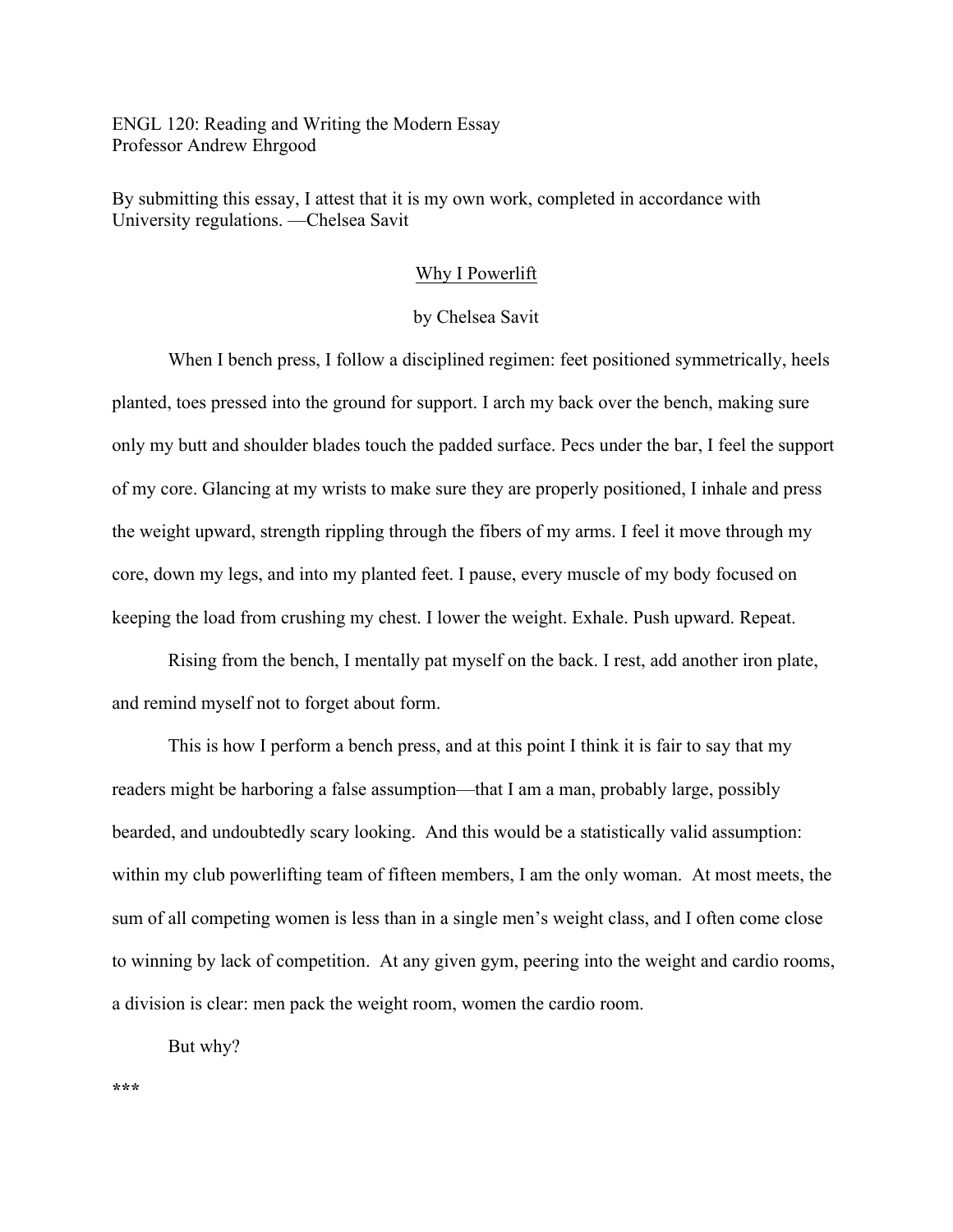ENGL 120: Reading and Writing the Modern Essay
Professor Andrew Ehrgood

By submitting this essay, I attest that it is my own work, completed in accordance with University regulations. —Chelsea Savit

# Why I Powerlift

by Chelsea Savit

When I bench press, I follow a disciplined regimen: feet positioned symmetrically, heels planted, toes pressed into the ground for support. I arch my back over the bench, making sure only my butt and shoulder blades touch the padded surface. Pecs under the bar, I feel the support of my core. Glancing at my wrists to make sure they are properly positioned, I inhale and press the weight upward, strength rippling through the fibers of my arms. I feel it move through my core, down my legs, and into my planted feet. I pause, every muscle of my body focused on keeping the load from crushing my chest. I lower the weight. Exhale. Push upward. Repeat.

Rising from the bench, I mentally pat myself on the back. I rest, add another iron plate, and remind myself not to forget about form.

This is how I perform a bench press, and at this point I think it is fair to say that my readers might be harboring a false assumption—that I am a man, probably large, possibly bearded, and undoubtedly scary looking. And this would be a statistically valid assumption: within my club powerlifting team of fifteen members, I am the only woman. At most meets, the sum of all competing women is less than in a single men's weight class, and I often come close to winning by lack of competition. At any given gym, peering into the weight and cardio rooms, a division is clear: men pack the weight room, women the cardio room.

But why?

***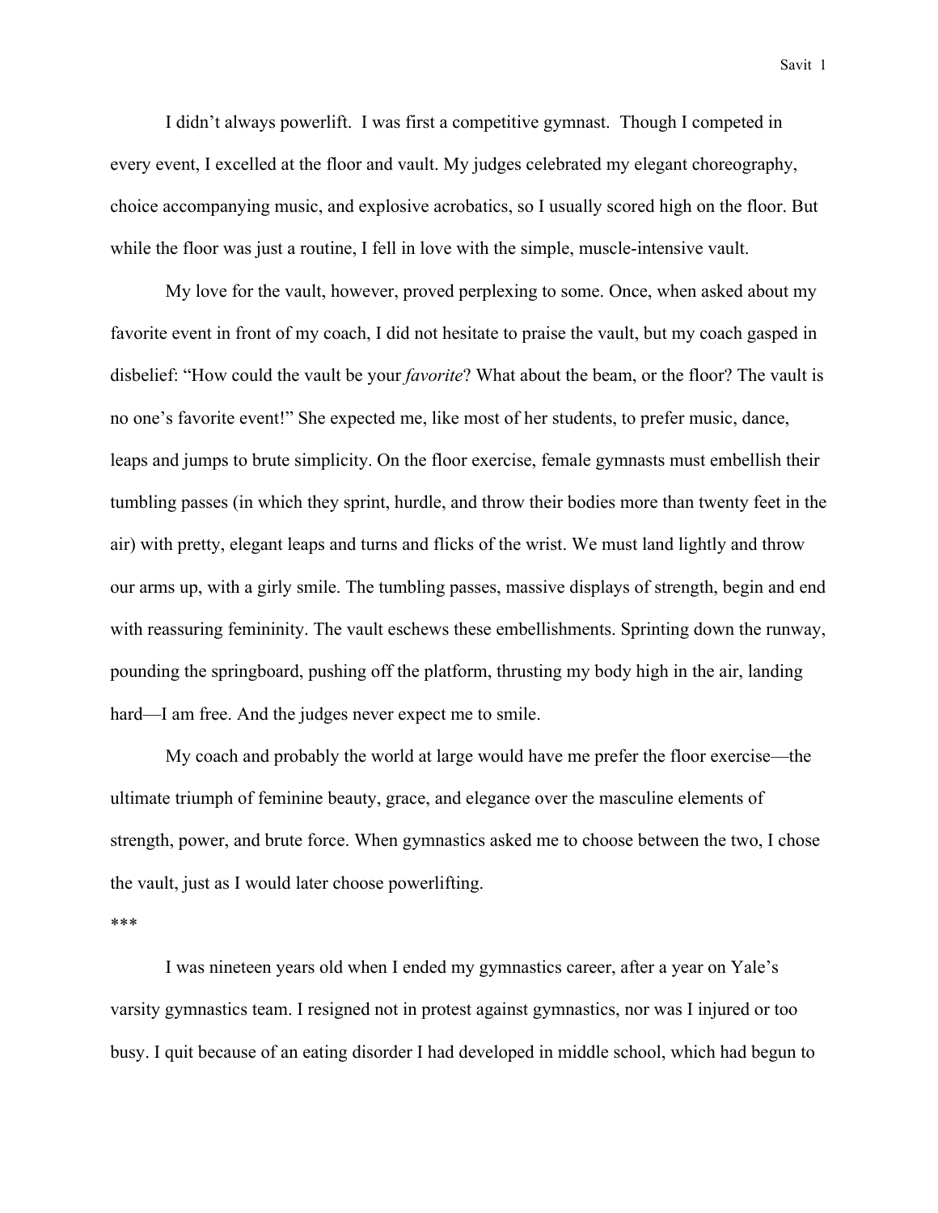I didn't always powerlift. I was first a competitive gymnast. Though I competed in every event, I excelled at the floor and vault. My judges celebrated my elegant choreography, choice accompanying music, and explosive acrobatics, so I usually scored high on the floor. But while the floor was just a routine, I fell in love with the simple, muscle-intensive vault.

My love for the vault, however, proved perplexing to some. Once, when asked about my favorite event in front of my coach, I did not hesitate to praise the vault, but my coach gasped in disbelief: "How could the vault be your *favorite*? What about the beam, or the floor? The vault is no one's favorite event!" She expected me, like most of her students, to prefer music, dance, leaps and jumps to brute simplicity. On the floor exercise, female gymnasts must embellish their tumbling passes (in which they sprint, hurdle, and throw their bodies more than twenty feet in the air) with pretty, elegant leaps and turns and flicks of the wrist. We must land lightly and throw our arms up, with a girly smile. The tumbling passes, massive displays of strength, begin and end with reassuring femininity. The vault eschews these embellishments. Sprinting down the runway, pounding the springboard, pushing off the platform, thrusting my body high in the air, landing hard—I am free. And the judges never expect me to smile.

My coach and probably the world at large would have me prefer the floor exercise—the ultimate triumph of feminine beauty, grace, and elegance over the masculine elements of strength, power, and brute force. When gymnastics asked me to choose between the two, I chose the vault, just as I would later choose powerlifting.

***

I was nineteen years old when I ended my gymnastics career, after a year on Yale's varsity gymnastics team. I resigned not in protest against gymnastics, nor was I injured or too busy. I quit because of an eating disorder I had developed in middle school, which had begun to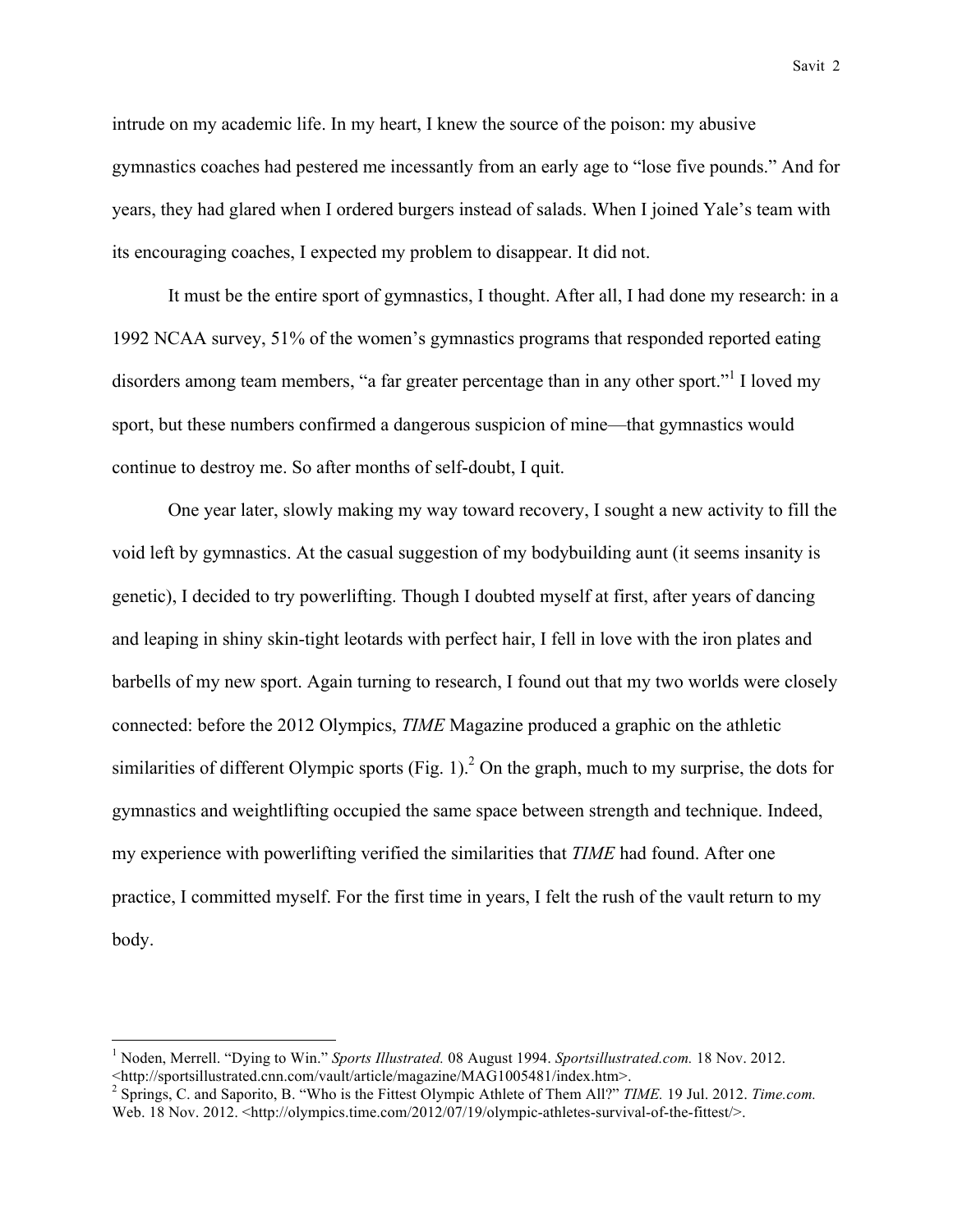intrude on my academic life. In my heart, I knew the source of the poison: my abusive gymnastics coaches had pestered me incessantly from an early age to "lose five pounds." And for years, they had glared when I ordered burgers instead of salads. When I joined Yale's team with its encouraging coaches, I expected my problem to disappear. It did not.

It must be the entire sport of gymnastics, I thought. After all, I had done my research: in a 1992 NCAA survey, 51% of the women's gymnastics programs that responded reported eating disorders among team members, "a far greater percentage than in any other sport."[1] I loved my sport, but these numbers confirmed a dangerous suspicion of mine—that gymnastics would continue to destroy me. So after months of self-doubt, I quit.

One year later, slowly making my way toward recovery, I sought a new activity to fill the void left by gymnastics. At the casual suggestion of my bodybuilding aunt (it seems insanity is genetic), I decided to try powerlifting. Though I doubted myself at first, after years of dancing and leaping in shiny skin-tight leotards with perfect hair, I fell in love with the iron plates and barbells of my new sport. Again turning to research, I found out that my two worlds were closely connected: before the 2012 Olympics, *TIME* Magazine produced a graphic on the athletic similarities of different Olympic sports (Fig. 1).[2] On the graph, much to my surprise, the dots for gymnastics and weightlifting occupied the same space between strength and technique. Indeed, my experience with powerlifting verified the similarities that *TIME* had found. After one practice, I committed myself. For the first time in years, I felt the rush of the vault return to my body.

---

[1] Noden, Merrell. "Dying to Win." *Sports Illustrated.* 08 August 1994. *Sportsillustrated.com.* 18 Nov. 2012. <http://sportsillustrated.cnn.com/vault/article/magazine/MAG1005481/index.htm>.

[2] Springs, C. and Saporito, B. "Who is the Fittest Olympic Athlete of Them All?" *TIME.* 19 Jul. 2012. *Time.com.* Web. 18 Nov. 2012. <http://olympics.time.com/2012/07/19/olympic-athletes-survival-of-the-fittest/>.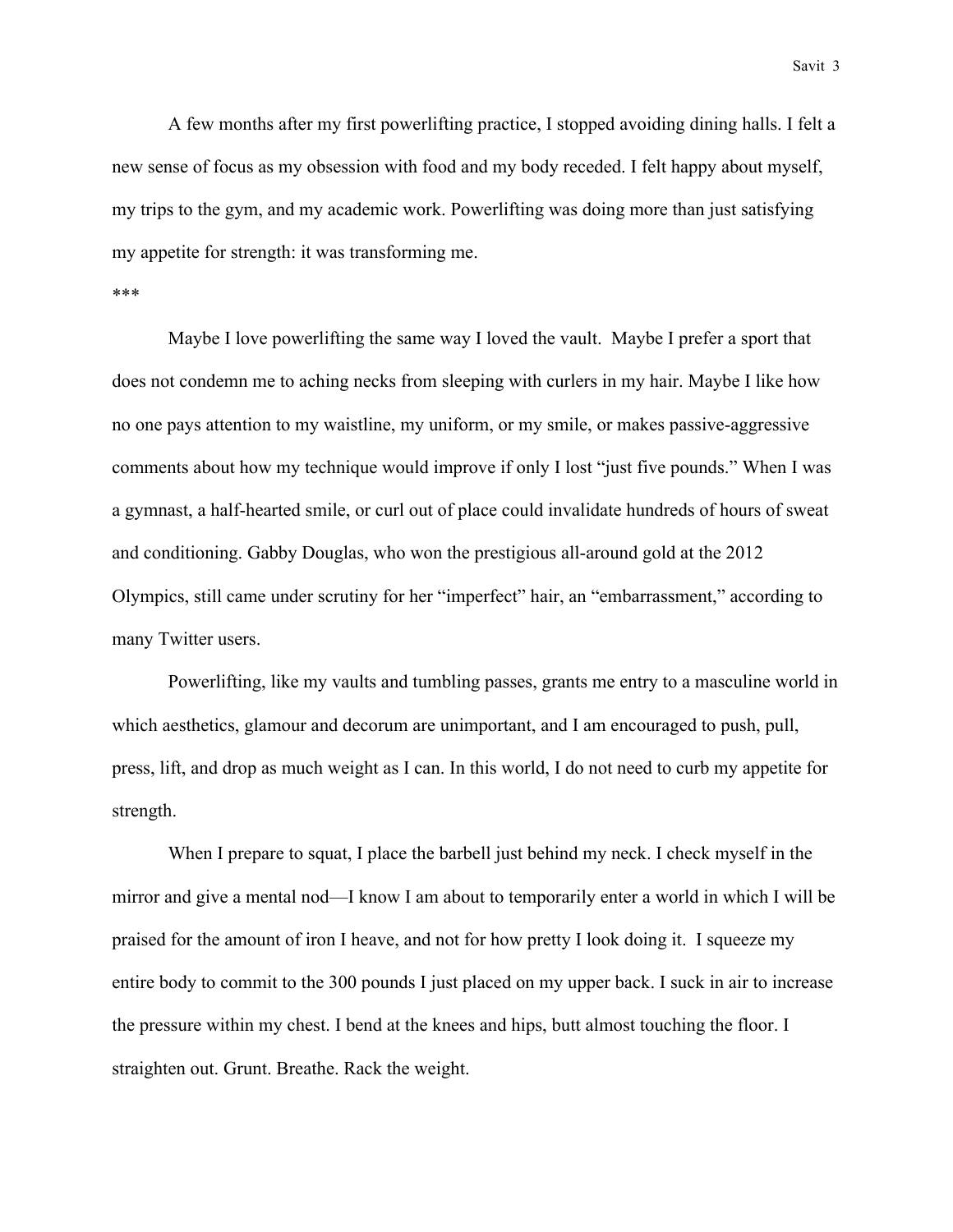A few months after my first powerlifting practice, I stopped avoiding dining halls. I felt a new sense of focus as my obsession with food and my body receded. I felt happy about myself, my trips to the gym, and my academic work. Powerlifting was doing more than just satisfying my appetite for strength: it was transforming me.

***

Maybe I love powerlifting the same way I loved the vault.  Maybe I prefer a sport that does not condemn me to aching necks from sleeping with curlers in my hair. Maybe I like how no one pays attention to my waistline, my uniform, or my smile, or makes passive-aggressive comments about how my technique would improve if only I lost "just five pounds." When I was a gymnast, a half-hearted smile, or curl out of place could invalidate hundreds of hours of sweat and conditioning. Gabby Douglas, who won the prestigious all-around gold at the 2012 Olympics, still came under scrutiny for her "imperfect" hair, an "embarrassment," according to many Twitter users.

Powerlifting, like my vaults and tumbling passes, grants me entry to a masculine world in which aesthetics, glamour and decorum are unimportant, and I am encouraged to push, pull, press, lift, and drop as much weight as I can. In this world, I do not need to curb my appetite for strength.

When I prepare to squat, I place the barbell just behind my neck. I check myself in the mirror and give a mental nod—I know I am about to temporarily enter a world in which I will be praised for the amount of iron I heave, and not for how pretty I look doing it.  I squeeze my entire body to commit to the 300 pounds I just placed on my upper back. I suck in air to increase the pressure within my chest. I bend at the knees and hips, butt almost touching the floor. I straighten out. Grunt. Breathe. Rack the weight.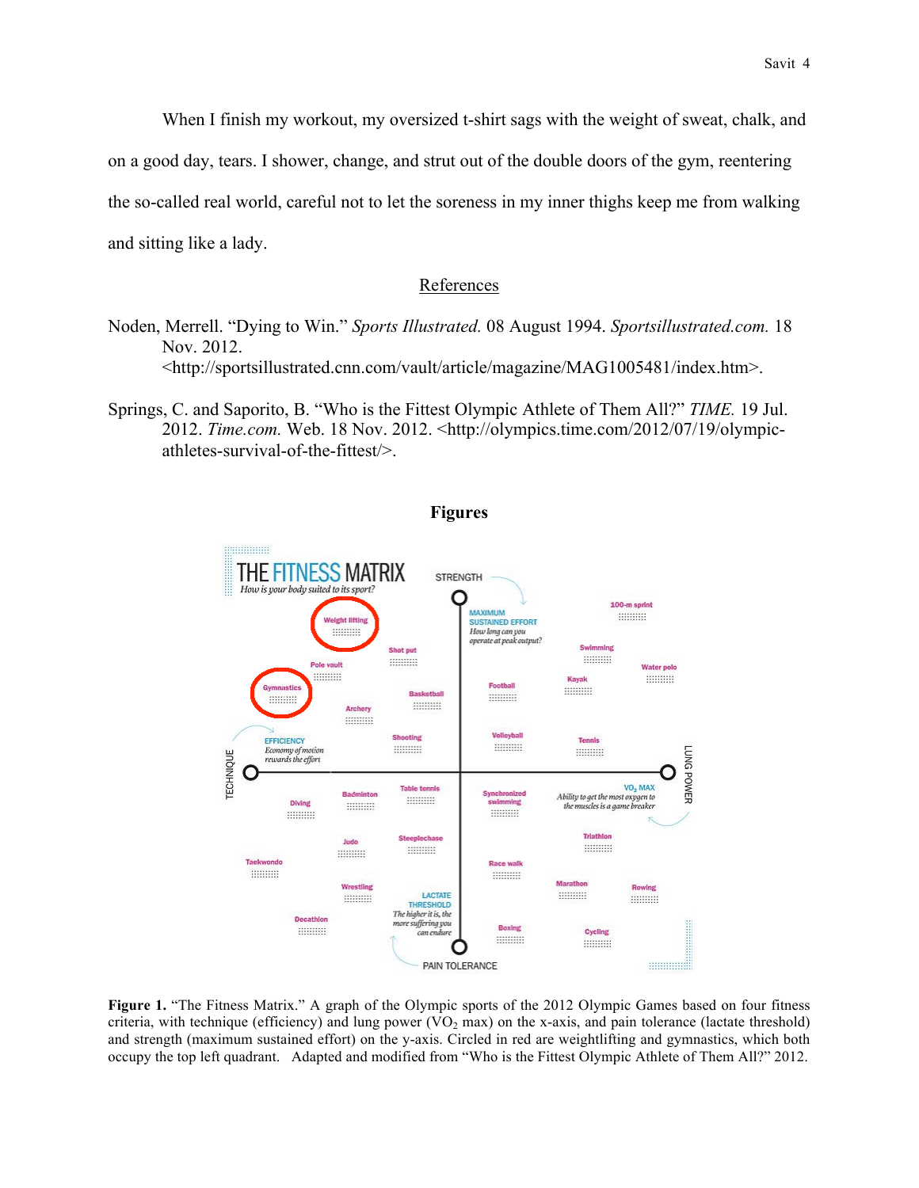When I finish my workout, my oversized t-shirt sags with the weight of sweat, chalk, and on a good day, tears. I shower, change, and strut out of the double doors of the gym, reentering the so-called real world, careful not to let the soreness in my inner thighs keep me from walking and sitting like a lady.

## References

Noden, Merrell. "Dying to Win." *Sports Illustrated.* 08 August 1994. *Sportsillustrated.com.* 18 Nov. 2012. <http://sportsillustrated.cnn.com/vault/article/magazine/MAG1005481/index.htm>.

Springs, C. and Saporito, B. "Who is the Fittest Olympic Athlete of Them All?" *TIME.* 19 Jul. 2012. *Time.com.* Web. 18 Nov. 2012. <http://olympics.time.com/2012/07/19/olympic-athletes-survival-of-the-fittest/>.

## Figures

THE FITNESS MATRIX

*How is your body suited to its sport?*

STRENGTH

MAXIMUM SUSTAINED EFFORT *How long can you operate at peak output?*

TECHNIQUE

EFFICIENCY *Economy of motion rewards the effort*

LUNG POWER

$VO_2$ MAX *Ability to get the most oxygen to the muscles is a game breaker*

PAIN TOLERANCE

LACTATE THRESHOLD *The higher it is, the more suffering you can endure*

Weight lifting

Shot put

100-m sprint

Swimming

Water polo

Pole vault

Kayak

Gymnastics

Basketball

Football

Archery

Shooting

Volleyball

Tennis

Table tennis

Badminton

Diving

Synchronized swimming

Judo

Steeplechase

Triathlon

Taekwondo

Race walk

Wrestling

Marathon

Rowing

Decathlon

Boxing

Cycling

**Figure 1.** "The Fitness Matrix." A graph of the Olympic sports of the 2012 Olympic Games based on four fitness criteria, with technique (efficiency) and lung power ($VO_2$ max) on the x-axis, and pain tolerance (lactate threshold) and strength (maximum sustained effort) on the y-axis. Circled in red are weightlifting and gymnastics, which both occupy the top left quadrant. Adapted and modified from "Who is the Fittest Olympic Athlete of Them All?" 2012.